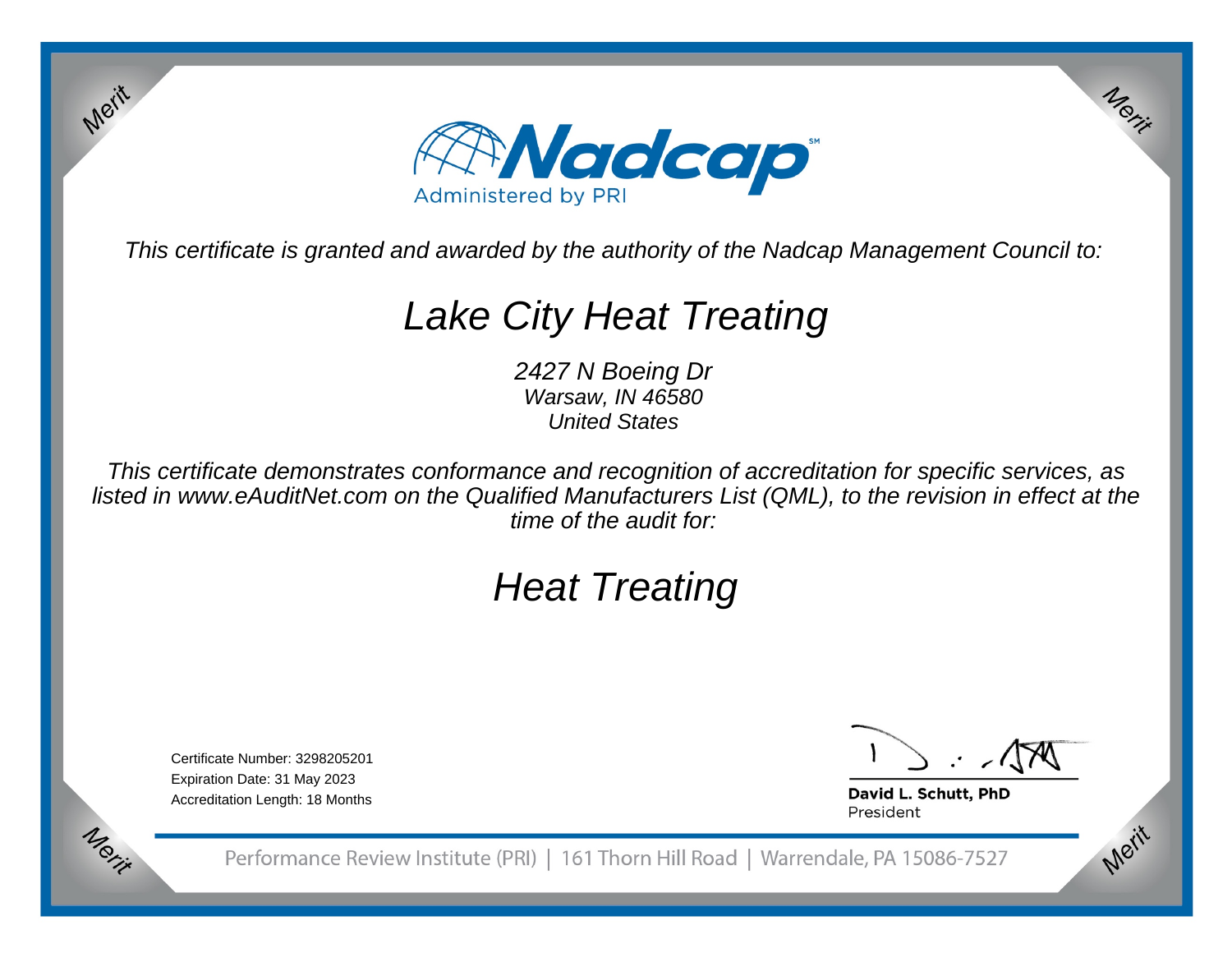Nadcap

Administered by PRI

*This certificate is granted and awarded by the authority of the Nadcap Management Council to:*

# *Lake City Heat Treating*

*2427 N Boeing Dr*
*Warsaw, IN 46580*
*United States*

*This certificate demonstrates conformance and recognition of accreditation for specific services, as listed in www.eAuditNet.com on the Qualified Manufacturers List (QML), to the revision in effect at the time of the audit for:*

# *Heat Treating*

Certificate Number: 3298205201
Expiration Date: 31 May 2023
Accreditation Length: 18 Months

**David L. Schutt, PhD**
President

Performance Review Institute (PRI) | 161 Thorn Hill Road | Warrendale, PA 15086-7527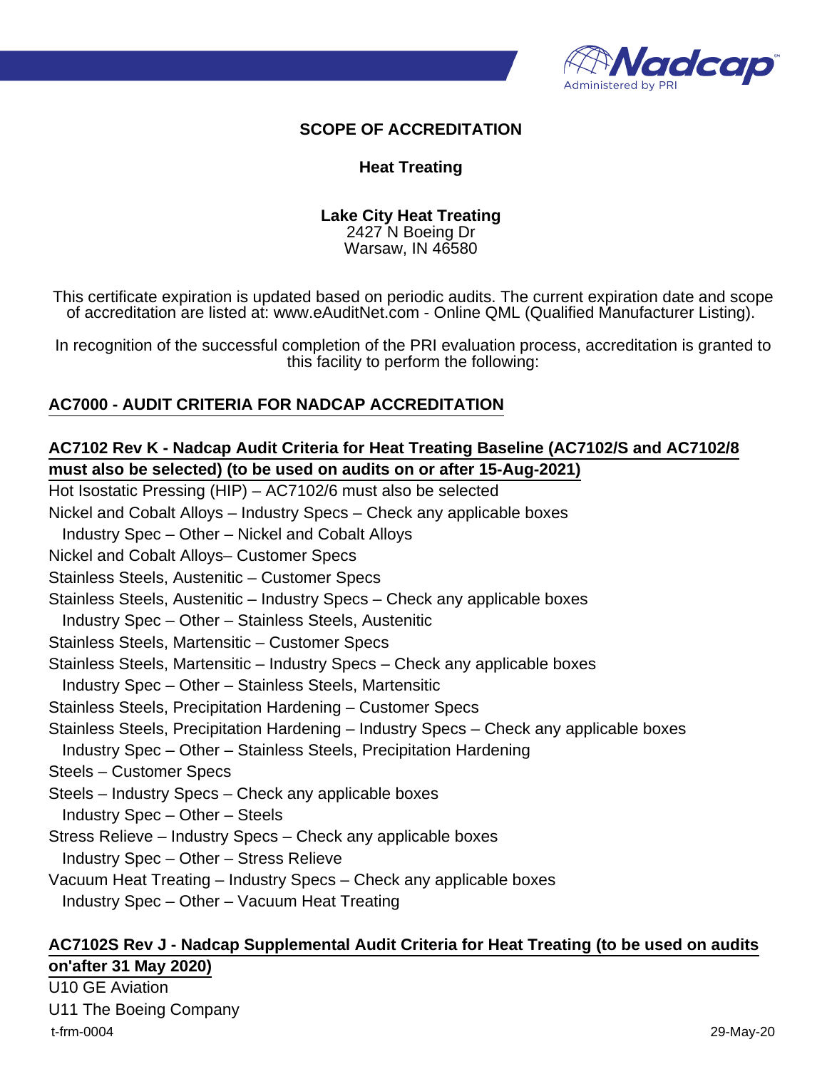**SCOPE OF ACCREDITATION**

**Heat Treating**

**Lake City Heat Treating**
2427 N Boeing Dr
Warsaw, IN 46580

This certificate expiration is updated based on periodic audits. The current expiration date and scope of accreditation are listed at: www.eAuditNet.com - Online QML (Qualified Manufacturer Listing).

In recognition of the successful completion of the PRI evaluation process, accreditation is granted to this facility to perform the following:

## AC7000 - AUDIT CRITERIA FOR NADCAP ACCREDITATION

### AC7102 Rev K - Nadcap Audit Criteria for Heat Treating Baseline (AC7102/S and AC7102/8 must also be selected) (to be used on audits on or after 15-Aug-2021)

Hot Isostatic Pressing (HIP) – AC7102/6 must also be selected
Nickel and Cobalt Alloys – Industry Specs – Check any applicable boxes
  Industry Spec – Other – Nickel and Cobalt Alloys
Nickel and Cobalt Alloys– Customer Specs
Stainless Steels, Austenitic – Customer Specs
Stainless Steels, Austenitic – Industry Specs – Check any applicable boxes
  Industry Spec – Other – Stainless Steels, Austenitic
Stainless Steels, Martensitic – Customer Specs
Stainless Steels, Martensitic – Industry Specs – Check any applicable boxes
  Industry Spec – Other – Stainless Steels, Martensitic
Stainless Steels, Precipitation Hardening – Customer Specs
Stainless Steels, Precipitation Hardening – Industry Specs – Check any applicable boxes
  Industry Spec – Other – Stainless Steels, Precipitation Hardening
Steels – Customer Specs
Steels – Industry Specs – Check any applicable boxes
  Industry Spec – Other – Steels
Stress Relieve – Industry Specs – Check any applicable boxes
  Industry Spec – Other – Stress Relieve
Vacuum Heat Treating – Industry Specs – Check any applicable boxes
  Industry Spec – Other – Vacuum Heat Treating

### AC7102S Rev J - Nadcap Supplemental Audit Criteria for Heat Treating (to be used on audits on'after 31 May 2020)

U10 GE Aviation
U11 The Boeing Company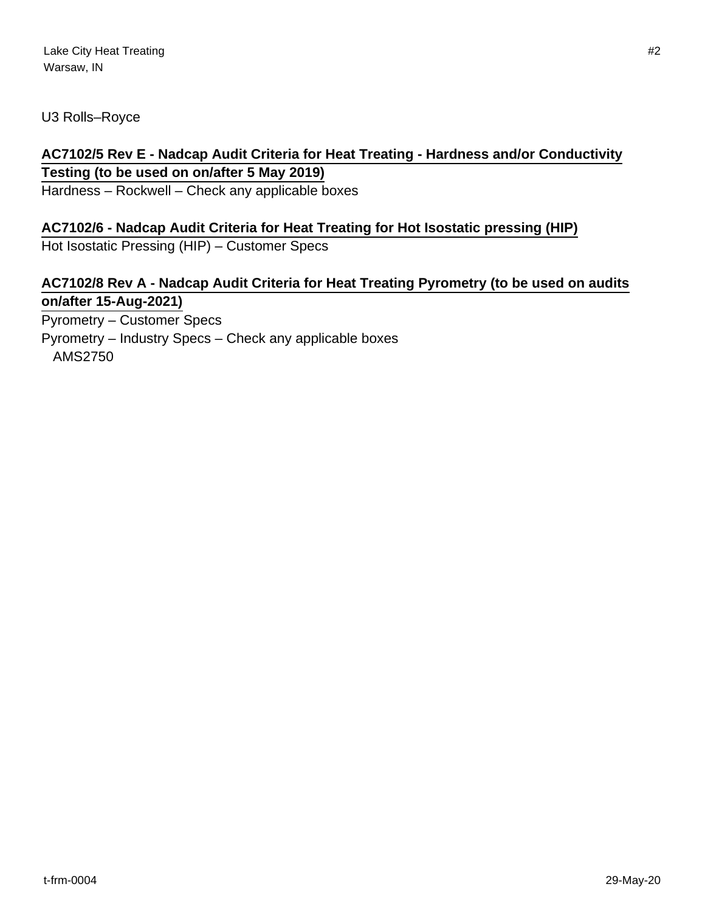U3 Rolls–Royce

**AC7102/5 Rev E - Nadcap Audit Criteria for Heat Treating - Hardness and/or Conductivity Testing (to be used on on/after 5 May 2019)**

Hardness – Rockwell – Check any applicable boxes

**AC7102/6 - Nadcap Audit Criteria for Heat Treating for Hot Isostatic pressing (HIP)**

Hot Isostatic Pressing (HIP) – Customer Specs

**AC7102/8 Rev A - Nadcap Audit Criteria for Heat Treating Pyrometry (to be used on audits on/after 15-Aug-2021)**

Pyrometry – Customer Specs

Pyrometry – Industry Specs – Check any applicable boxes

- AMS2750